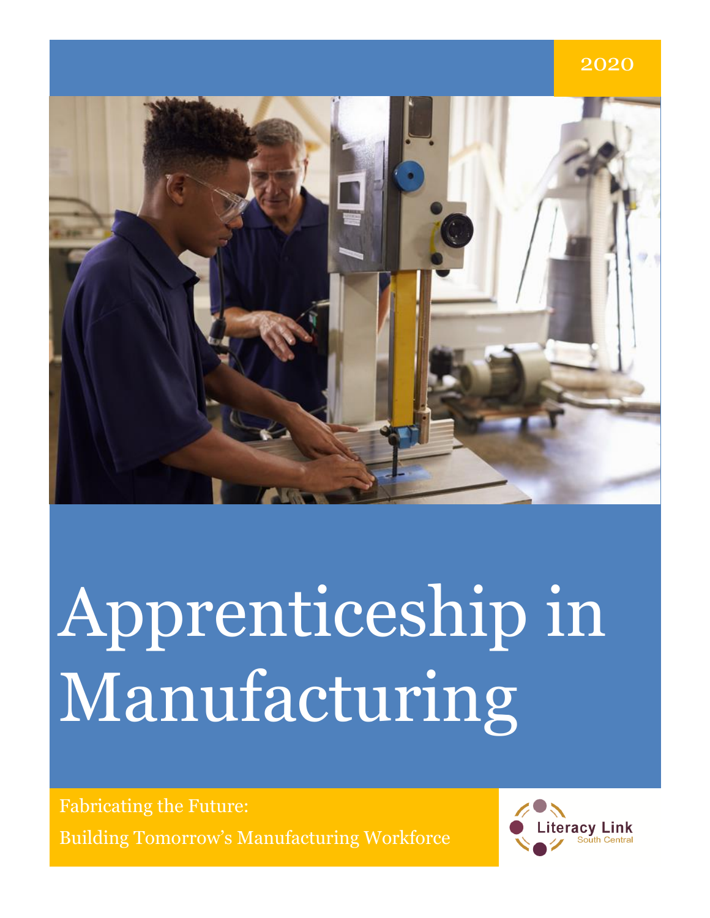2020

# Apprenticeship in Manufacturing

Fabricating the Future:

Building Tomorrow's Manufacturing Workforce

Literacy Link
South Central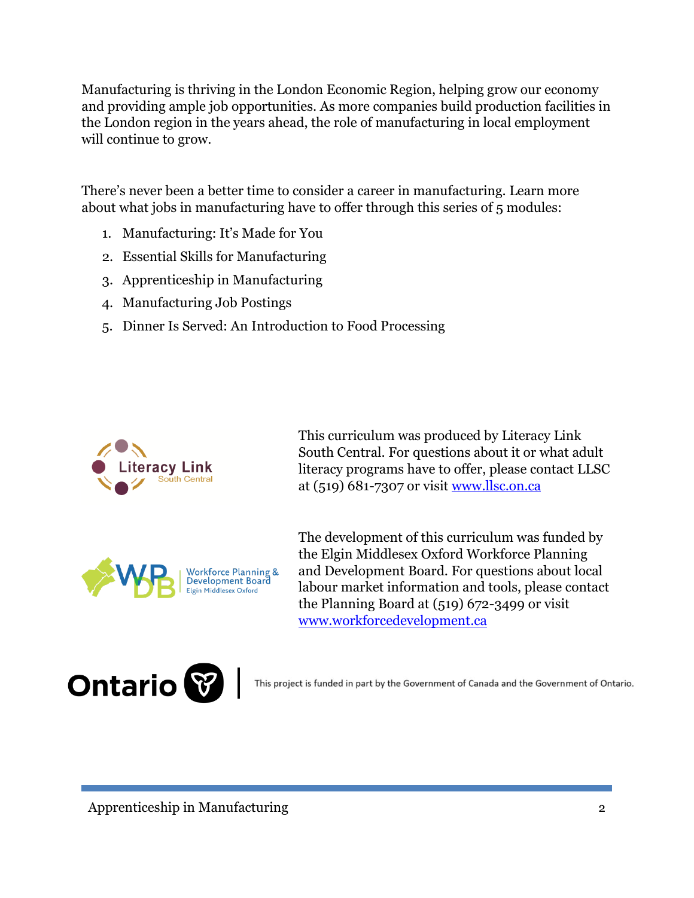Manufacturing is thriving in the London Economic Region, helping grow our economy and providing ample job opportunities. As more companies build production facilities in the London region in the years ahead, the role of manufacturing in local employment will continue to grow.

There's never been a better time to consider a career in manufacturing. Learn more about what jobs in manufacturing have to offer through this series of 5 modules:

1. Manufacturing: It's Made for You
2. Essential Skills for Manufacturing
3. Apprenticeship in Manufacturing
4. Manufacturing Job Postings
5. Dinner Is Served: An Introduction to Food Processing

Literacy Link South Central

This curriculum was produced by Literacy Link South Central. For questions about it or what adult literacy programs have to offer, please contact LLSC at (519) 681-7307 or visit www.llsc.on.ca

Workforce Planning & Development Board Elgin Middlesex Oxford

The development of this curriculum was funded by the Elgin Middlesex Oxford Workforce Planning and Development Board. For questions about local labour market information and tools, please contact the Planning Board at (519) 672-3499 or visit www.workforcedevelopment.ca

Ontario | This project is funded in part by the Government of Canada and the Government of Ontario.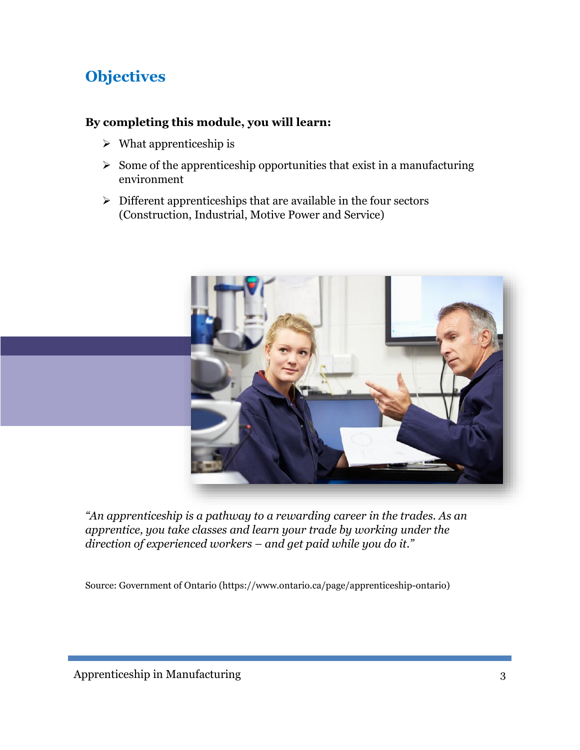## Objectives

**By completing this module, you will learn:**

- What apprenticeship is
- Some of the apprenticeship opportunities that exist in a manufacturing environment
- Different apprenticeships that are available in the four sectors (Construction, Industrial, Motive Power and Service)

*"An apprenticeship is a pathway to a rewarding career in the trades. As an apprentice, you take classes and learn your trade by working under the direction of experienced workers – and get paid while you do it."*

Source: Government of Ontario (https://www.ontario.ca/page/apprenticeship-ontario)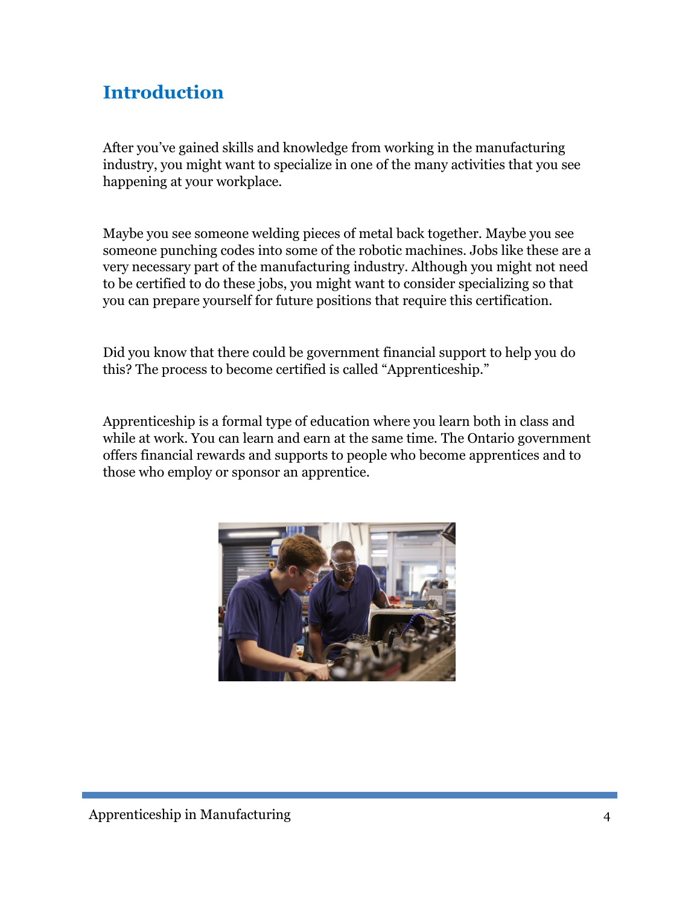## Introduction

After you've gained skills and knowledge from working in the manufacturing industry, you might want to specialize in one of the many activities that you see happening at your workplace.

Maybe you see someone welding pieces of metal back together. Maybe you see someone punching codes into some of the robotic machines. Jobs like these are a very necessary part of the manufacturing industry. Although you might not need to be certified to do these jobs, you might want to consider specializing so that you can prepare yourself for future positions that require this certification.

Did you know that there could be government financial support to help you do this? The process to become certified is called "Apprenticeship."

Apprenticeship is a formal type of education where you learn both in class and while at work. You can learn and earn at the same time. The Ontario government offers financial rewards and supports to people who become apprentices and to those who employ or sponsor an apprentice.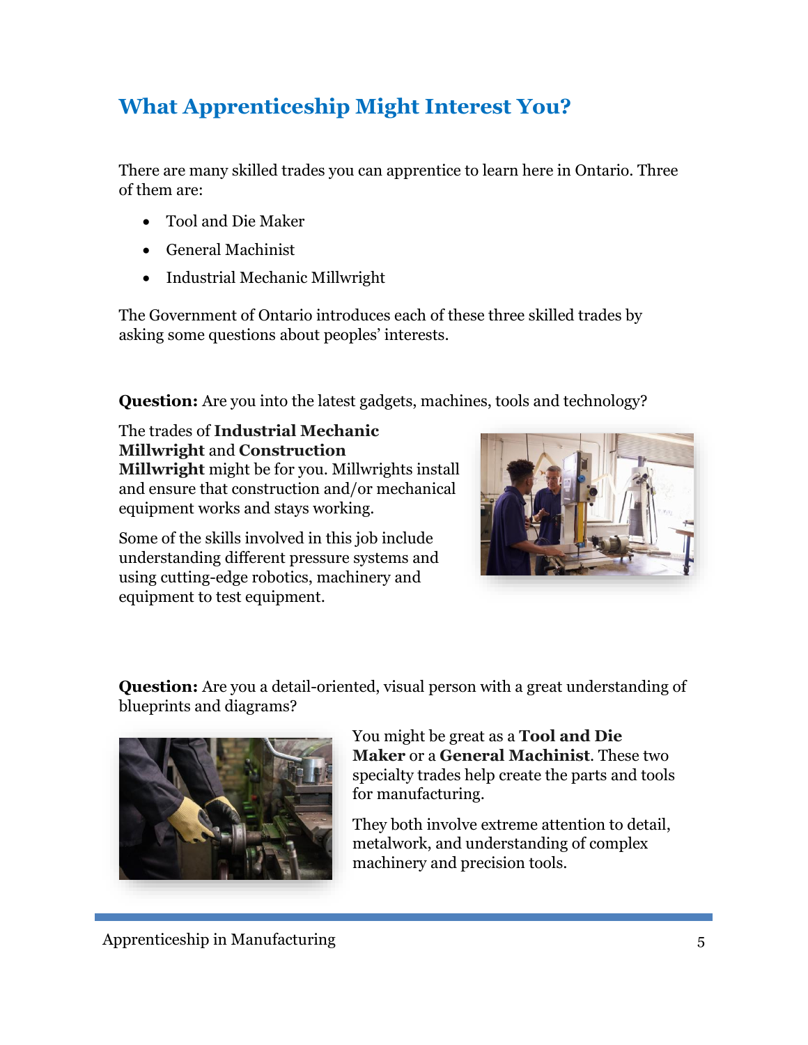## What Apprenticeship Might Interest You?

There are many skilled trades you can apprentice to learn here in Ontario. Three of them are:

- Tool and Die Maker
- General Machinist
- Industrial Mechanic Millwright

The Government of Ontario introduces each of these three skilled trades by asking some questions about peoples' interests.

**Question:** Are you into the latest gadgets, machines, tools and technology?

The trades of **Industrial Mechanic Millwright** and **Construction Millwright** might be for you. Millwrights install and ensure that construction and/or mechanical equipment works and stays working.

Some of the skills involved in this job include understanding different pressure systems and using cutting-edge robotics, machinery and equipment to test equipment.

**Question:** Are you a detail-oriented, visual person with a great understanding of blueprints and diagrams?

You might be great as a **Tool and Die Maker** or a **General Machinist**. These two specialty trades help create the parts and tools for manufacturing.

They both involve extreme attention to detail, metalwork, and understanding of complex machinery and precision tools.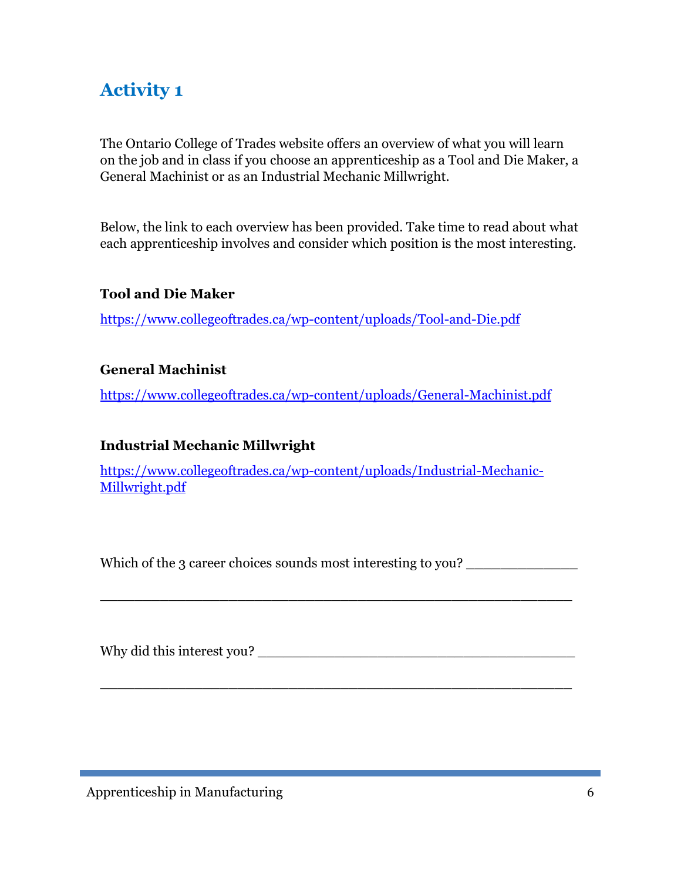## Activity 1

The Ontario College of Trades website offers an overview of what you will learn on the job and in class if you choose an apprenticeship as a Tool and Die Maker, a General Machinist or as an Industrial Mechanic Millwright.

Below, the link to each overview has been provided. Take time to read about what each apprenticeship involves and consider which position is the most interesting.

**Tool and Die Maker**

https://www.collegeoftrades.ca/wp-content/uploads/Tool-and-Die.pdf

**General Machinist**

https://www.collegeoftrades.ca/wp-content/uploads/General-Machinist.pdf

**Industrial Mechanic Millwright**

https://www.collegeoftrades.ca/wp-content/uploads/Industrial-Mechanic-Millwright.pdf

Which of the 3 career choices sounds most interesting to you? ______________

________________________________________________________

Why did this interest you? ______________________________________

________________________________________________________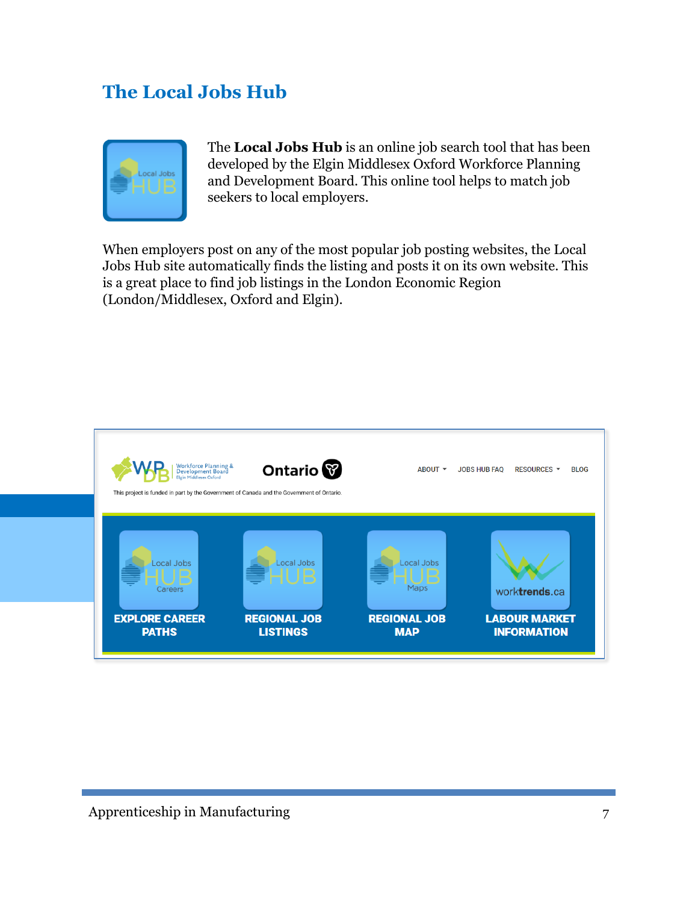# The Local Jobs Hub

The **Local Jobs Hub** is an online job search tool that has been developed by the Elgin Middlesex Oxford Workforce Planning and Development Board. This online tool helps to match job seekers to local employers.

When employers post on any of the most popular job posting websites, the Local Jobs Hub site automatically finds the listing and posts it on its own website. This is a great place to find job listings in the London Economic Region (London/Middlesex, Oxford and Elgin).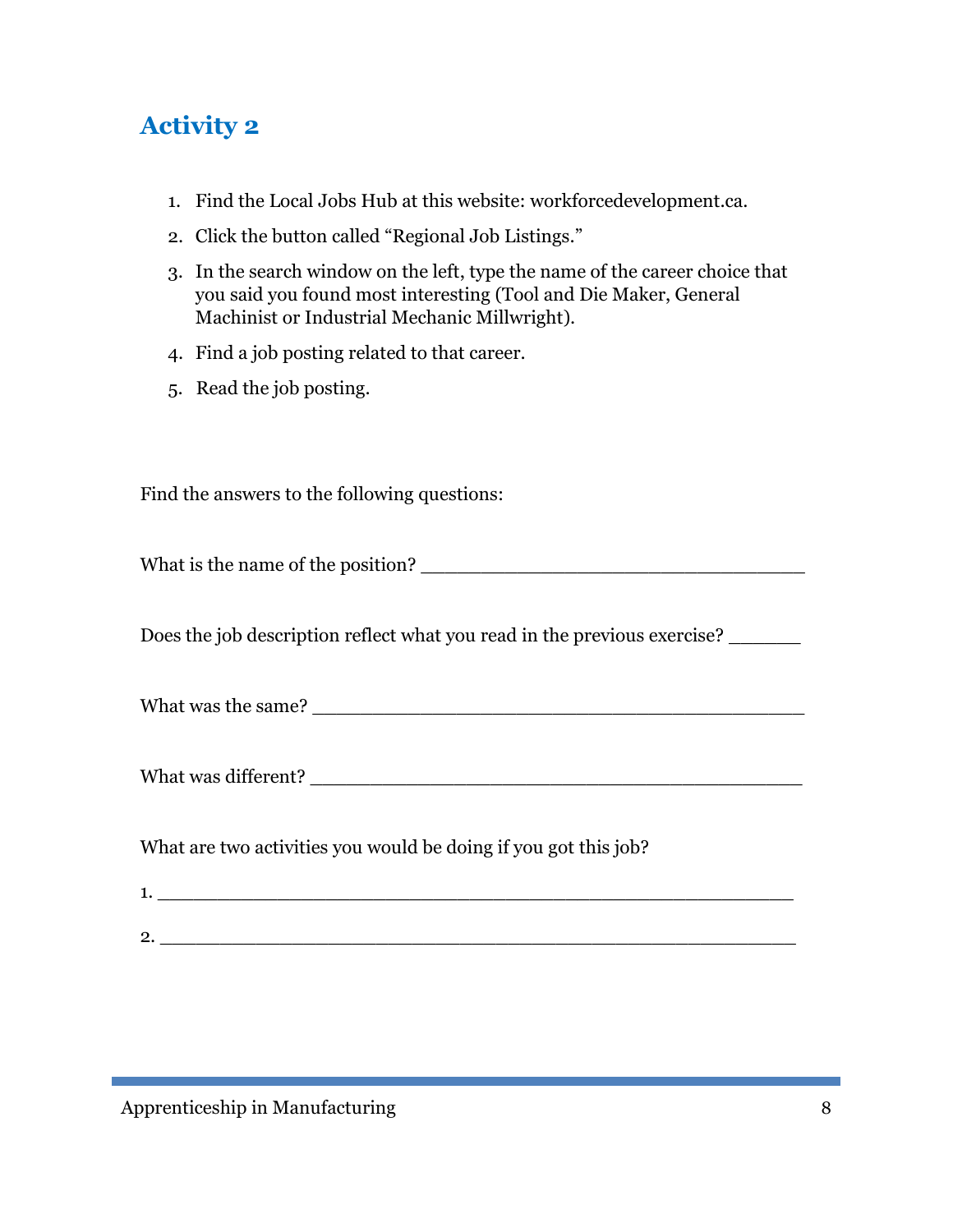## Activity 2

1. Find the Local Jobs Hub at this website: workforcedevelopment.ca.
2. Click the button called "Regional Job Listings."
3. In the search window on the left, type the name of the career choice that you said you found most interesting (Tool and Die Maker, General Machinist or Industrial Mechanic Millwright).
4. Find a job posting related to that career.
5. Read the job posting.

Find the answers to the following questions:

What is the name of the position? ___________________________________

Does the job description reflect what you read in the previous exercise? ______

What was the same? _____________________________________________

What was different? _____________________________________________

What are two activities you would be doing if you got this job?

1. ________________________________________________________

2. ________________________________________________________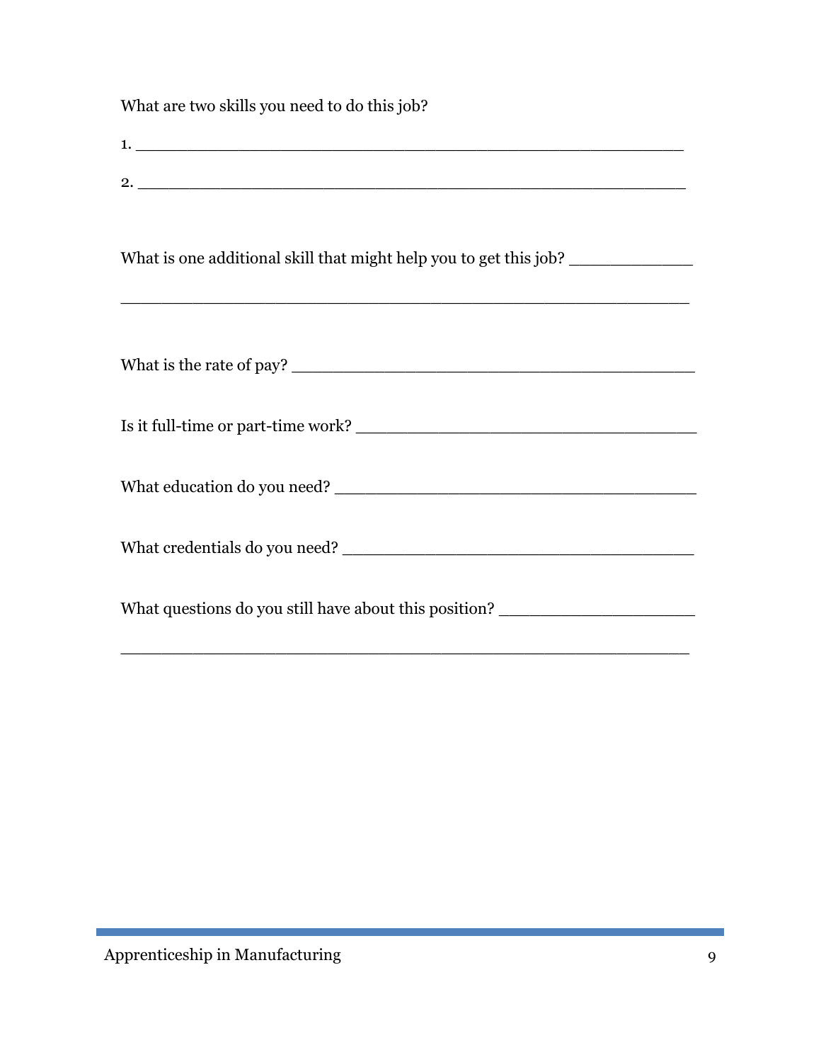What are two skills you need to do this job?

1. ____________________________________________________

2. ____________________________________________________

What is one additional skill that might help you to get this job? ____________

____________________________________________________

What is the rate of pay? ______________________________________

Is it full-time or part-time work? __________________________________

What education do you need? ____________________________________

What credentials do you need? ___________________________________

What questions do you still have about this position? __________________

____________________________________________________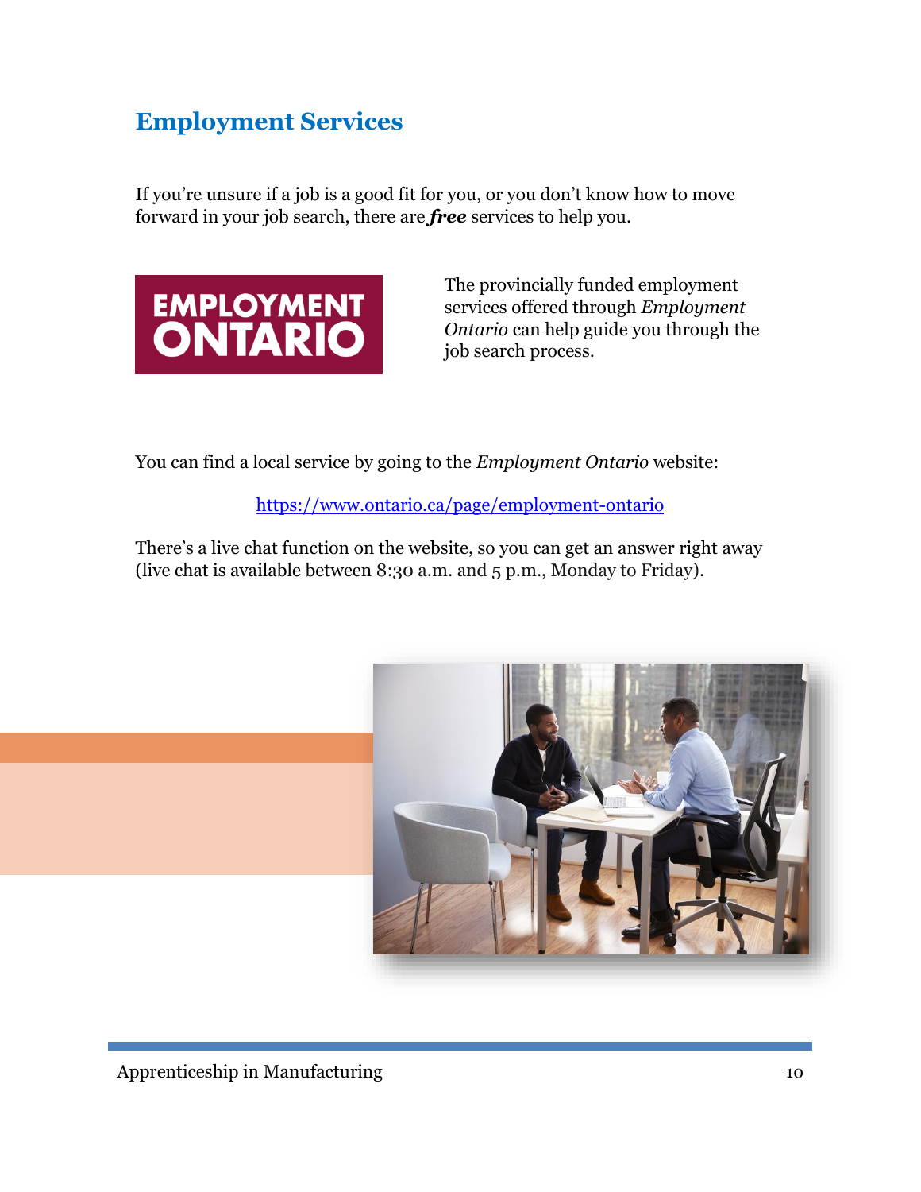## Employment Services

If you're unsure if a job is a good fit for you, or you don't know how to move forward in your job search, there are ***free*** services to help you.

The provincially funded employment services offered through *Employment Ontario* can help guide you through the job search process.

You can find a local service by going to the *Employment Ontario* website:

https://www.ontario.ca/page/employment-ontario

There's a live chat function on the website, so you can get an answer right away (live chat is available between 8:30 a.m. and 5 p.m., Monday to Friday).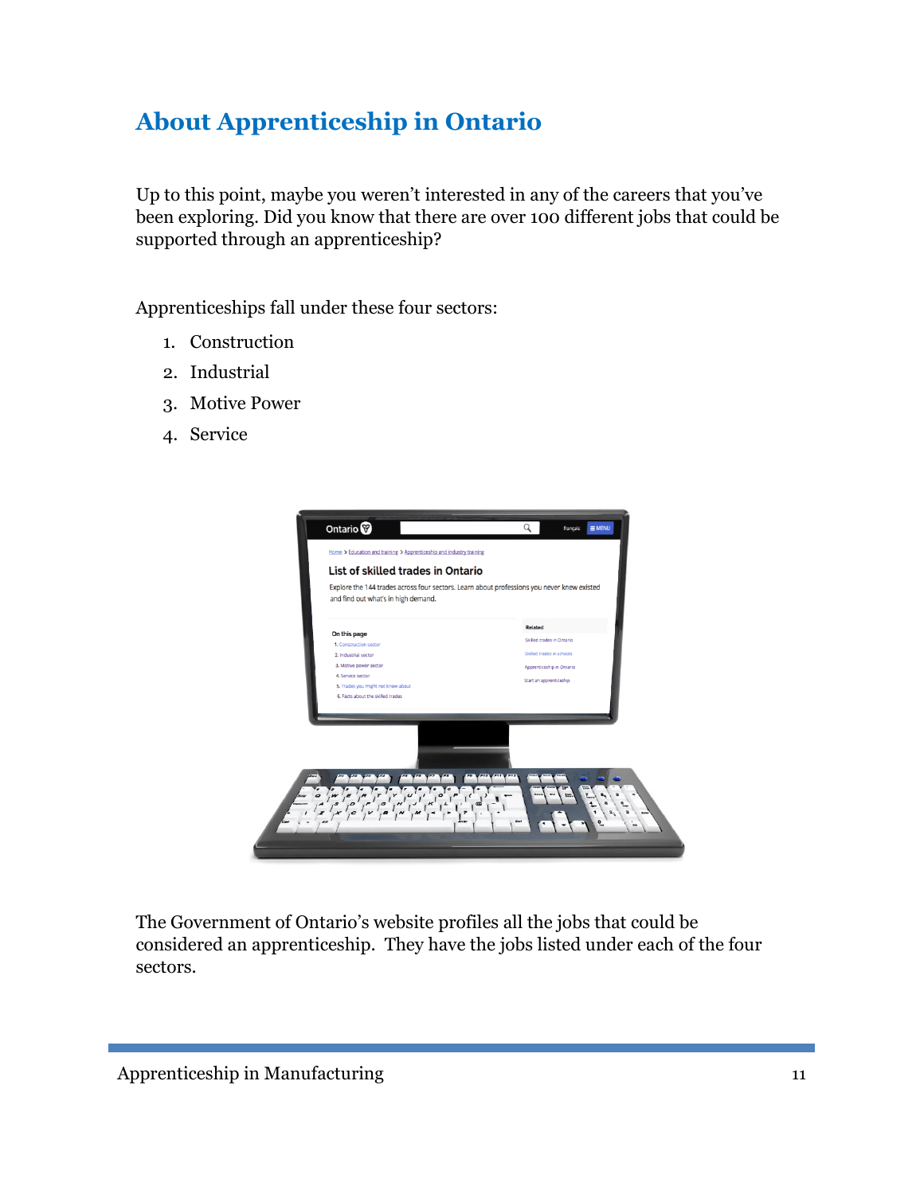# About Apprenticeship in Ontario

Up to this point, maybe you weren't interested in any of the careers that you've been exploring. Did you know that there are over 100 different jobs that could be supported through an apprenticeship?

Apprenticeships fall under these four sectors:

1. Construction
2. Industrial
3. Motive Power
4. Service

The Government of Ontario's website profiles all the jobs that could be considered an apprenticeship. They have the jobs listed under each of the four sectors.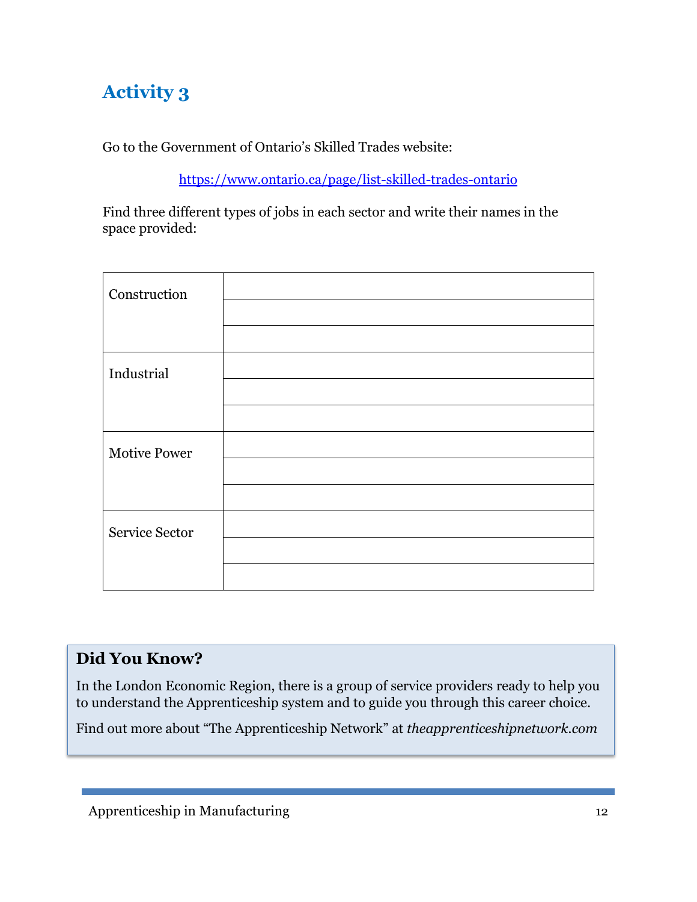## Activity 3

Go to the Government of Ontario's Skilled Trades website:

https://www.ontario.ca/page/list-skilled-trades-ontario

Find three different types of jobs in each sector and write their names in the space provided:

| Sector | Jobs |
|---|---|
| Construction | |
| | |
| | |
| Industrial | |
| | |
| | |
| Motive Power | |
| | |
| | |
| Service Sector | |
| | |
| | |

### Did You Know?

In the London Economic Region, there is a group of service providers ready to help you to understand the Apprenticeship system and to guide you through this career choice.

Find out more about "The Apprenticeship Network" at *theapprenticeshipnetwork.com*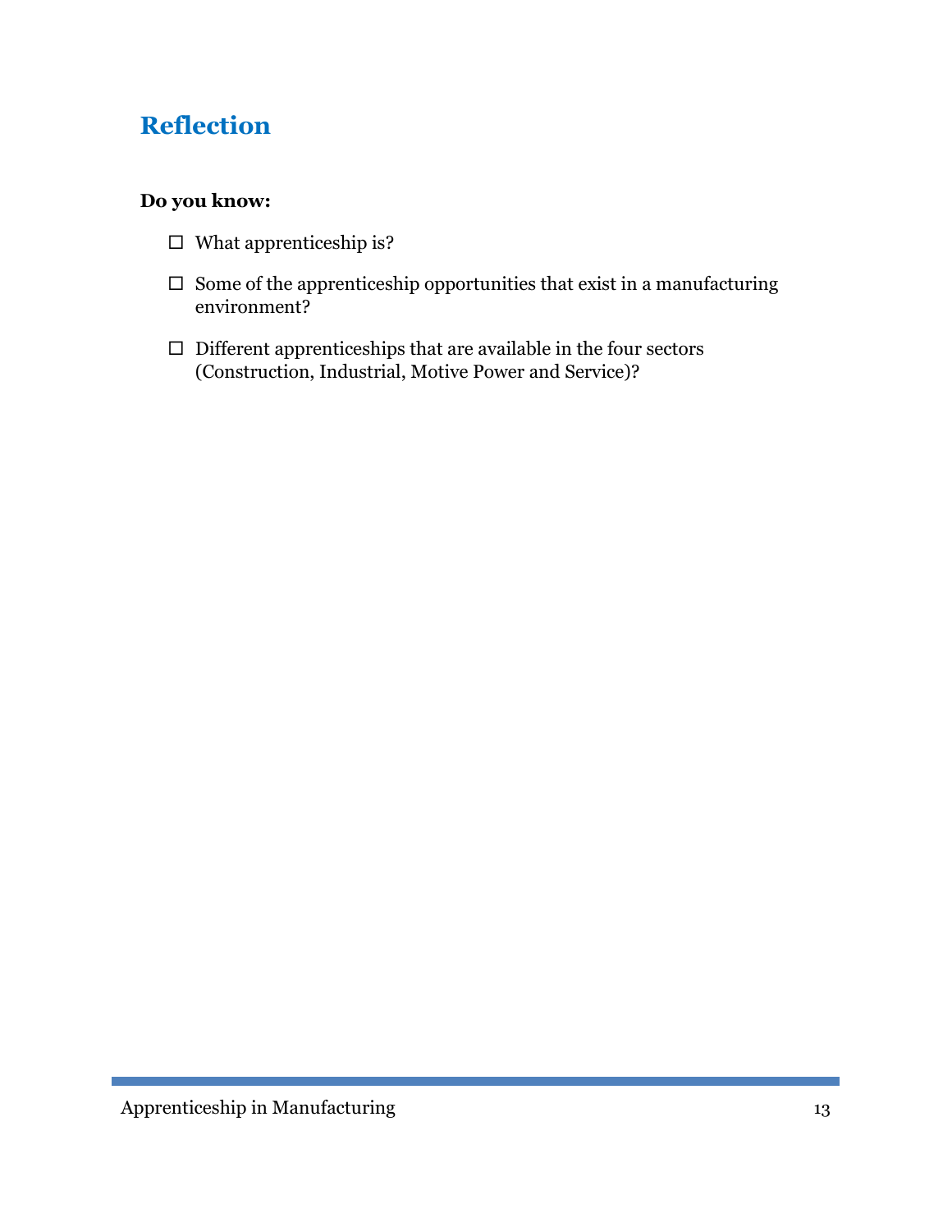## Reflection

**Do you know:**

- ☐ What apprenticeship is?
- ☐ Some of the apprenticeship opportunities that exist in a manufacturing environment?
- ☐ Different apprenticeships that are available in the four sectors (Construction, Industrial, Motive Power and Service)?